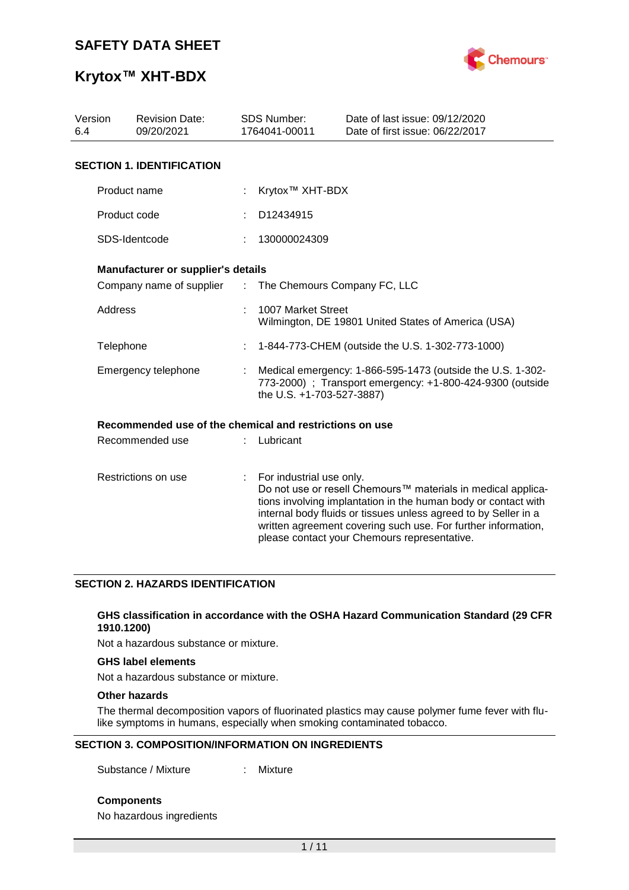# SAFETY DATA SHEET

# Krytox™ XHT-BDX

| Version | Revision Date: | SDS Number: | Date of last issue: 09/12/2020 |
|---|---|---|---|
| 6.4 | 09/20/2021 | 1764041-00011 | Date of first issue: 06/22/2017 |

## SECTION 1. IDENTIFICATION

Product name : Krytox™ XHT-BDX

Product code : D12434915

SDS-Identcode : 130000024309

### Manufacturer or supplier's details

Company name of supplier : The Chemours Company FC, LLC

Address : 1007 Market Street
Wilmington, DE 19801 United States of America (USA)

Telephone : 1-844-773-CHEM (outside the U.S. 1-302-773-1000)

Emergency telephone : Medical emergency: 1-866-595-1473 (outside the U.S. 1-302-773-2000) ; Transport emergency: +1-800-424-9300 (outside the U.S. +1-703-527-3887)

### Recommended use of the chemical and restrictions on use

Recommended use : Lubricant

Restrictions on use : For industrial use only.
Do not use or resell Chemours™ materials in medical applications involving implantation in the human body or contact with internal body fluids or tissues unless agreed to by Seller in a written agreement covering such use. For further information, please contact your Chemours representative.

## SECTION 2. HAZARDS IDENTIFICATION

### GHS classification in accordance with the OSHA Hazard Communication Standard (29 CFR 1910.1200)

Not a hazardous substance or mixture.

### GHS label elements

Not a hazardous substance or mixture.

### Other hazards

The thermal decomposition vapors of fluorinated plastics may cause polymer fume fever with flu-like symptoms in humans, especially when smoking contaminated tobacco.

## SECTION 3. COMPOSITION/INFORMATION ON INGREDIENTS

Substance / Mixture : Mixture

### Components

No hazardous ingredients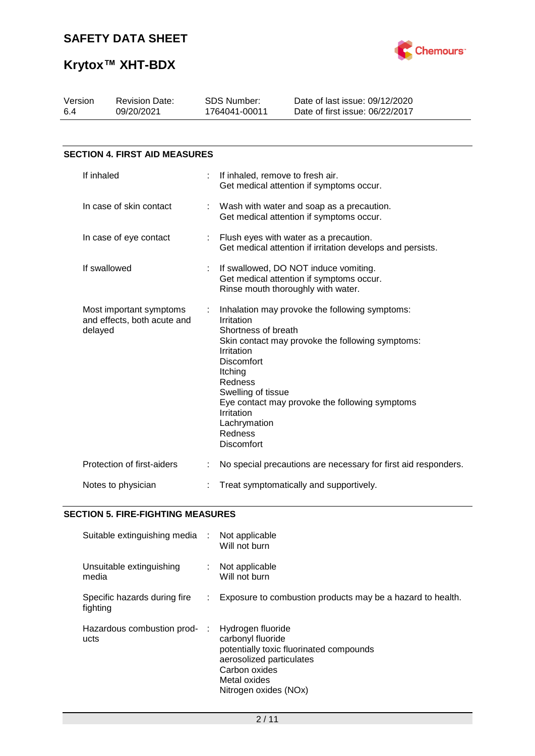## SECTION 4. FIRST AID MEASURES

| | | |
|---|---|---|
| If inhaled | : | If inhaled, remove to fresh air.<br>Get medical attention if symptoms occur. |
| In case of skin contact | : | Wash with water and soap as a precaution.<br>Get medical attention if symptoms occur. |
| In case of eye contact | : | Flush eyes with water as a precaution.<br>Get medical attention if irritation develops and persists. |
| If swallowed | : | If swallowed, DO NOT induce vomiting.<br>Get medical attention if symptoms occur.<br>Rinse mouth thoroughly with water. |
| Most important symptoms and effects, both acute and delayed | : | Inhalation may provoke the following symptoms:<br>Irritation<br>Shortness of breath<br>Skin contact may provoke the following symptoms:<br>Irritation<br>Discomfort<br>Itching<br>Redness<br>Swelling of tissue<br>Eye contact may provoke the following symptoms<br>Irritation<br>Lachrymation<br>Redness<br>Discomfort |
| Protection of first-aiders | : | No special precautions are necessary for first aid responders. |
| Notes to physician | : | Treat symptomatically and supportively. |

## SECTION 5. FIRE-FIGHTING MEASURES

| | | |
|---|---|---|
| Suitable extinguishing media | : | Not applicable<br>Will not burn |
| Unsuitable extinguishing media | : | Not applicable<br>Will not burn |
| Specific hazards during fire fighting | : | Exposure to combustion products may be a hazard to health. |
| Hazardous combustion products | : | Hydrogen fluoride<br>carbonyl fluoride<br>potentially toxic fluorinated compounds<br>aerosolized particulates<br>Carbon oxides<br>Metal oxides<br>Nitrogen oxides (NOx) |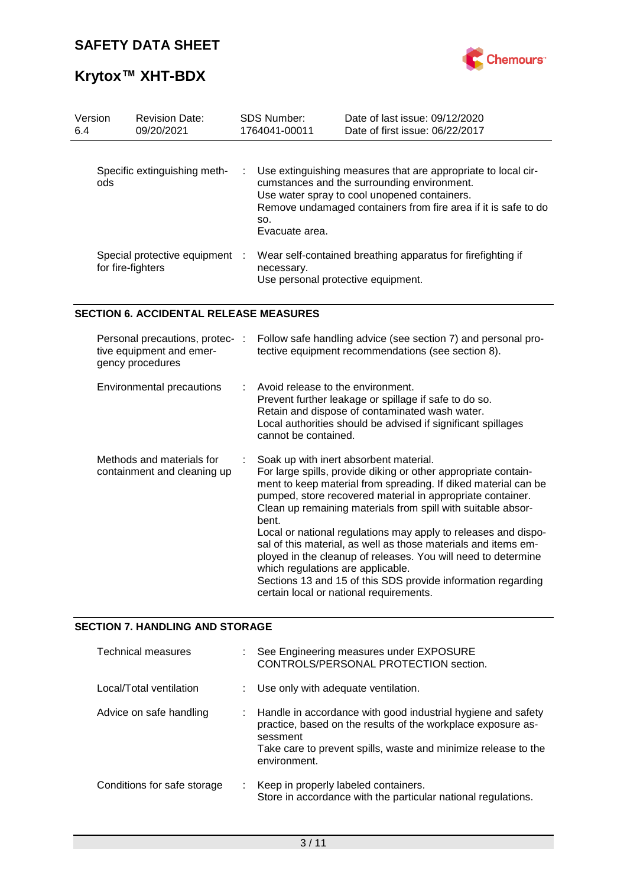| Specific extinguishing methods | : | Use extinguishing measures that are appropriate to local circumstances and the surrounding environment.<br>Use water spray to cool unopened containers.<br>Remove undamaged containers from fire area if it is safe to do so.<br>Evacuate area. |
|---|---|---|
| Special protective equipment for fire-fighters | : | Wear self-contained breathing apparatus for firefighting if necessary.<br>Use personal protective equipment. |

## SECTION 6. ACCIDENTAL RELEASE MEASURES

| Personal precautions, protective equipment and emergency procedures | : | Follow safe handling advice (see section 7) and personal protective equipment recommendations (see section 8). |
|---|---|---|
| Environmental precautions | : | Avoid release to the environment.<br>Prevent further leakage or spillage if safe to do so.<br>Retain and dispose of contaminated wash water.<br>Local authorities should be advised if significant spillages cannot be contained. |
| Methods and materials for containment and cleaning up | : | Soak up with inert absorbent material.<br>For large spills, provide diking or other appropriate containment to keep material from spreading. If diked material can be pumped, store recovered material in appropriate container.<br>Clean up remaining materials from spill with suitable absorbent.<br>Local or national regulations may apply to releases and disposal of this material, as well as those materials and items employed in the cleanup of releases. You will need to determine which regulations are applicable.<br>Sections 13 and 15 of this SDS provide information regarding certain local or national requirements. |

## SECTION 7. HANDLING AND STORAGE

| Technical measures | : | See Engineering measures under EXPOSURE CONTROLS/PERSONAL PROTECTION section. |
|---|---|---|
| Local/Total ventilation | : | Use only with adequate ventilation. |
| Advice on safe handling | : | Handle in accordance with good industrial hygiene and safety practice, based on the results of the workplace exposure assessment<br>Take care to prevent spills, waste and minimize release to the environment. |
| Conditions for safe storage | : | Keep in properly labeled containers.<br>Store in accordance with the particular national regulations. |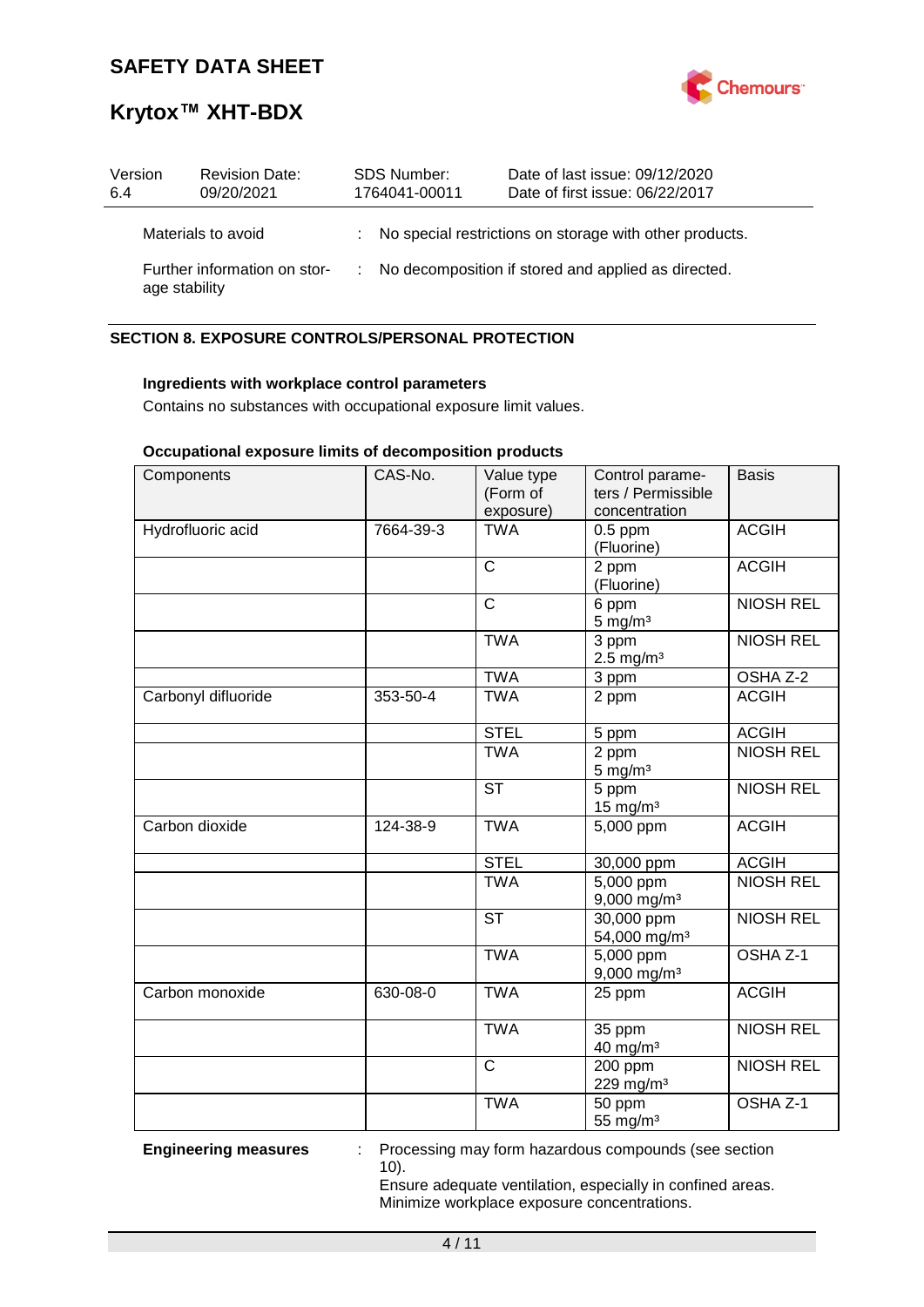| | | |
|---|---|---|
| Materials to avoid | : | No special restrictions on storage with other products. |
| Further information on storage stability | : | No decomposition if stored and applied as directed. |

## SECTION 8. EXPOSURE CONTROLS/PERSONAL PROTECTION

**Ingredients with workplace control parameters**

Contains no substances with occupational exposure limit values.

**Occupational exposure limits of decomposition products**

| Components | CAS-No. | Value type (Form of exposure) | Control parameters / Permissible concentration | Basis |
|---|---|---|---|---|
| Hydrofluoric acid | 7664-39-3 | TWA | 0.5 ppm (Fluorine) | ACGIH |
| | | C | 2 ppm (Fluorine) | ACGIH |
| | | C | 6 ppm 5 mg/m³ | NIOSH REL |
| | | TWA | 3 ppm 2.5 mg/m³ | NIOSH REL |
| | | TWA | 3 ppm | OSHA Z-2 |
| Carbonyl difluoride | 353-50-4 | TWA | 2 ppm | ACGIH |
| | | STEL | 5 ppm | ACGIH |
| | | TWA | 2 ppm 5 mg/m³ | NIOSH REL |
| | | ST | 5 ppm 15 mg/m³ | NIOSH REL |
| Carbon dioxide | 124-38-9 | TWA | 5,000 ppm | ACGIH |
| | | STEL | 30,000 ppm | ACGIH |
| | | TWA | 5,000 ppm 9,000 mg/m³ | NIOSH REL |
| | | ST | 30,000 ppm 54,000 mg/m³ | NIOSH REL |
| | | TWA | 5,000 ppm 9,000 mg/m³ | OSHA Z-1 |
| Carbon monoxide | 630-08-0 | TWA | 25 ppm | ACGIH |
| | | TWA | 35 ppm 40 mg/m³ | NIOSH REL |
| | | C | 200 ppm 229 mg/m³ | NIOSH REL |
| | | TWA | 50 ppm 55 mg/m³ | OSHA Z-1 |

**Engineering measures** : Processing may form hazardous compounds (see section 10).
Ensure adequate ventilation, especially in confined areas.
Minimize workplace exposure concentrations.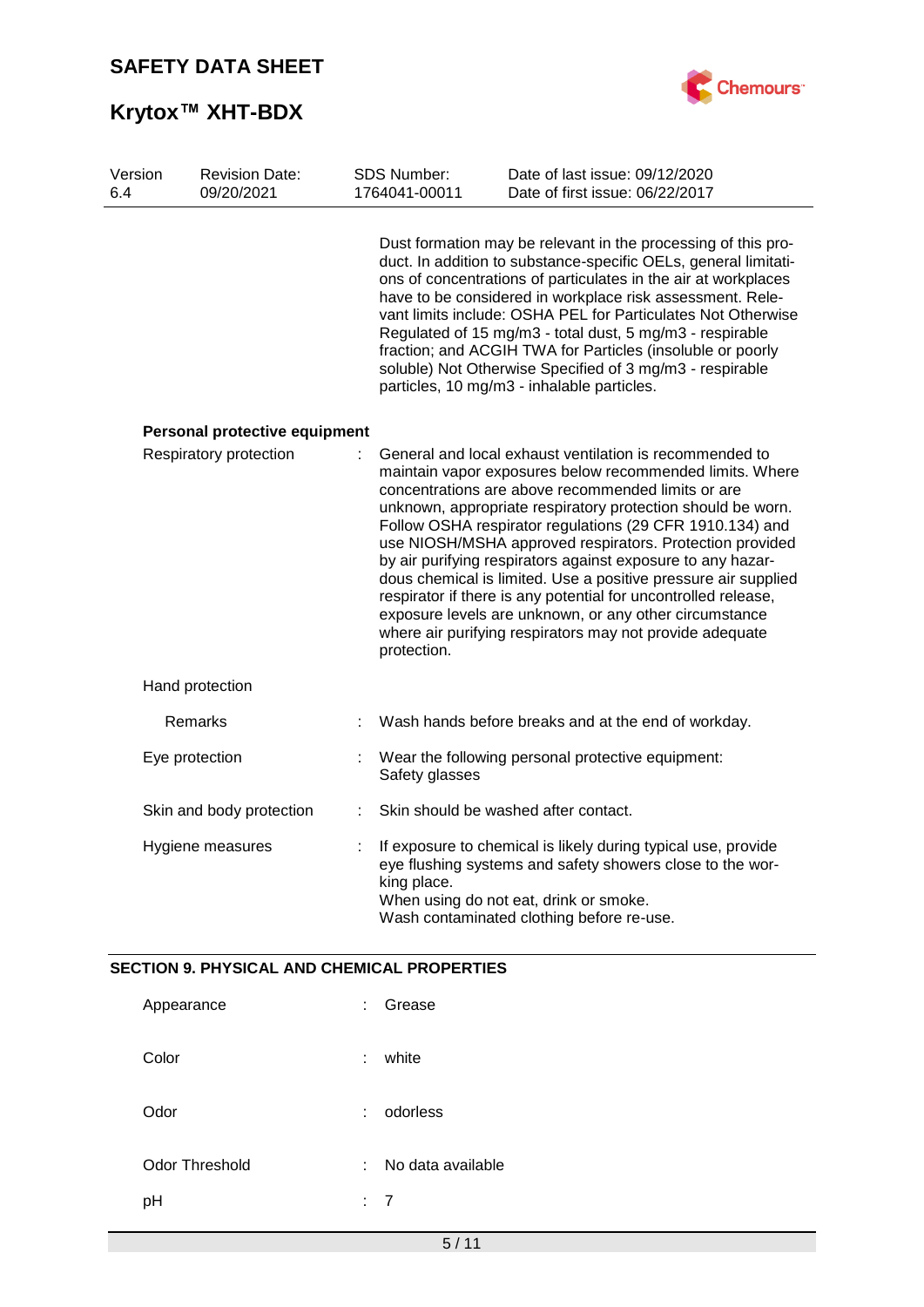Dust formation may be relevant in the processing of this product. In addition to substance-specific OELs, general limitations of concentrations of particulates in the air at workplaces have to be considered in workplace risk assessment. Relevant limits include: OSHA PEL for Particulates Not Otherwise Regulated of 15 mg/m3 - total dust, 5 mg/m3 - respirable fraction; and ACGIH TWA for Particles (insoluble or poorly soluble) Not Otherwise Specified of 3 mg/m3 - respirable particles, 10 mg/m3 - inhalable particles.

**Personal protective equipment**

| | | |
|---|---|---|
| Respiratory protection | : | General and local exhaust ventilation is recommended to maintain vapor exposures below recommended limits. Where concentrations are above recommended limits or are unknown, appropriate respiratory protection should be worn. Follow OSHA respirator regulations (29 CFR 1910.134) and use NIOSH/MSHA approved respirators. Protection provided by air purifying respirators against exposure to any hazardous chemical is limited. Use a positive pressure air supplied respirator if there is any potential for uncontrolled release, exposure levels are unknown, or any other circumstance where air purifying respirators may not provide adequate protection. |
| Hand protection | | |
| Remarks | : | Wash hands before breaks and at the end of workday. |
| Eye protection | : | Wear the following personal protective equipment: Safety glasses |
| Skin and body protection | : | Skin should be washed after contact. |
| Hygiene measures | : | If exposure to chemical is likely during typical use, provide eye flushing systems and safety showers close to the working place. When using do not eat, drink or smoke. Wash contaminated clothing before re-use. |

## SECTION 9. PHYSICAL AND CHEMICAL PROPERTIES

| | | |
|---|---|---|
| Appearance | : | Grease |
| Color | : | white |
| Odor | : | odorless |
| Odor Threshold | : | No data available |
| pH | : | 7 |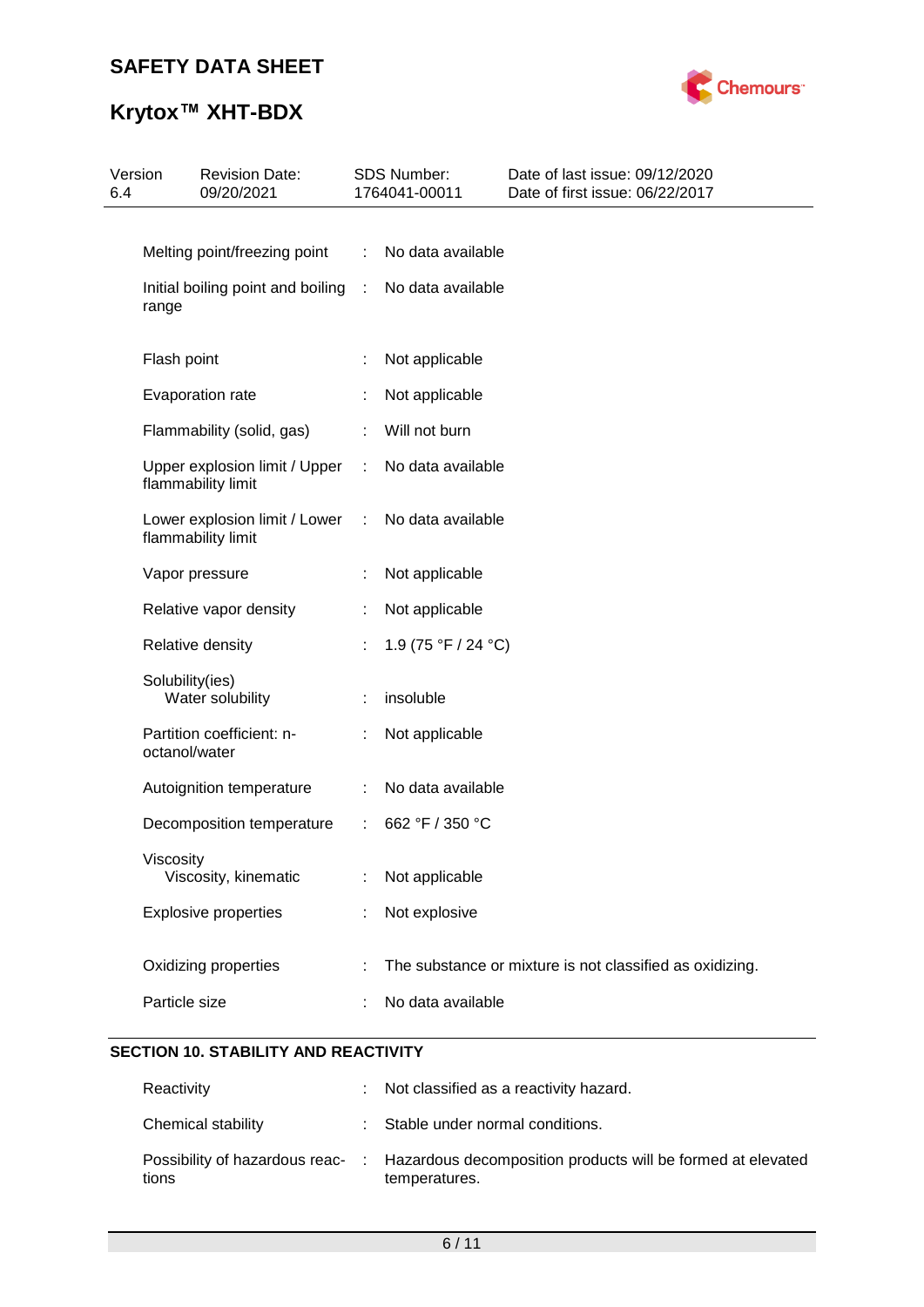| | | |
|---|---|---|
| Melting point/freezing point | : | No data available |
| Initial boiling point and boiling range | : | No data available |
| Flash point | : | Not applicable |
| Evaporation rate | : | Not applicable |
| Flammability (solid, gas) | : | Will not burn |
| Upper explosion limit / Upper flammability limit | : | No data available |
| Lower explosion limit / Lower flammability limit | : | No data available |
| Vapor pressure | : | Not applicable |
| Relative vapor density | : | Not applicable |
| Relative density | : | 1.9 (75 °F / 24 °C) |
| Solubility(ies)<br>Water solubility | : | insoluble |
| Partition coefficient: n-octanol/water | : | Not applicable |
| Autoignition temperature | : | No data available |
| Decomposition temperature | : | 662 °F / 350 °C |
| Viscosity<br>Viscosity, kinematic | : | Not applicable |
| Explosive properties | : | Not explosive |
| Oxidizing properties | : | The substance or mixture is not classified as oxidizing. |
| Particle size | : | No data available |

## SECTION 10. STABILITY AND REACTIVITY

| | | |
|---|---|---|
| Reactivity | : | Not classified as a reactivity hazard. |
| Chemical stability | : | Stable under normal conditions. |
| Possibility of hazardous reactions | : | Hazardous decomposition products will be formed at elevated temperatures. |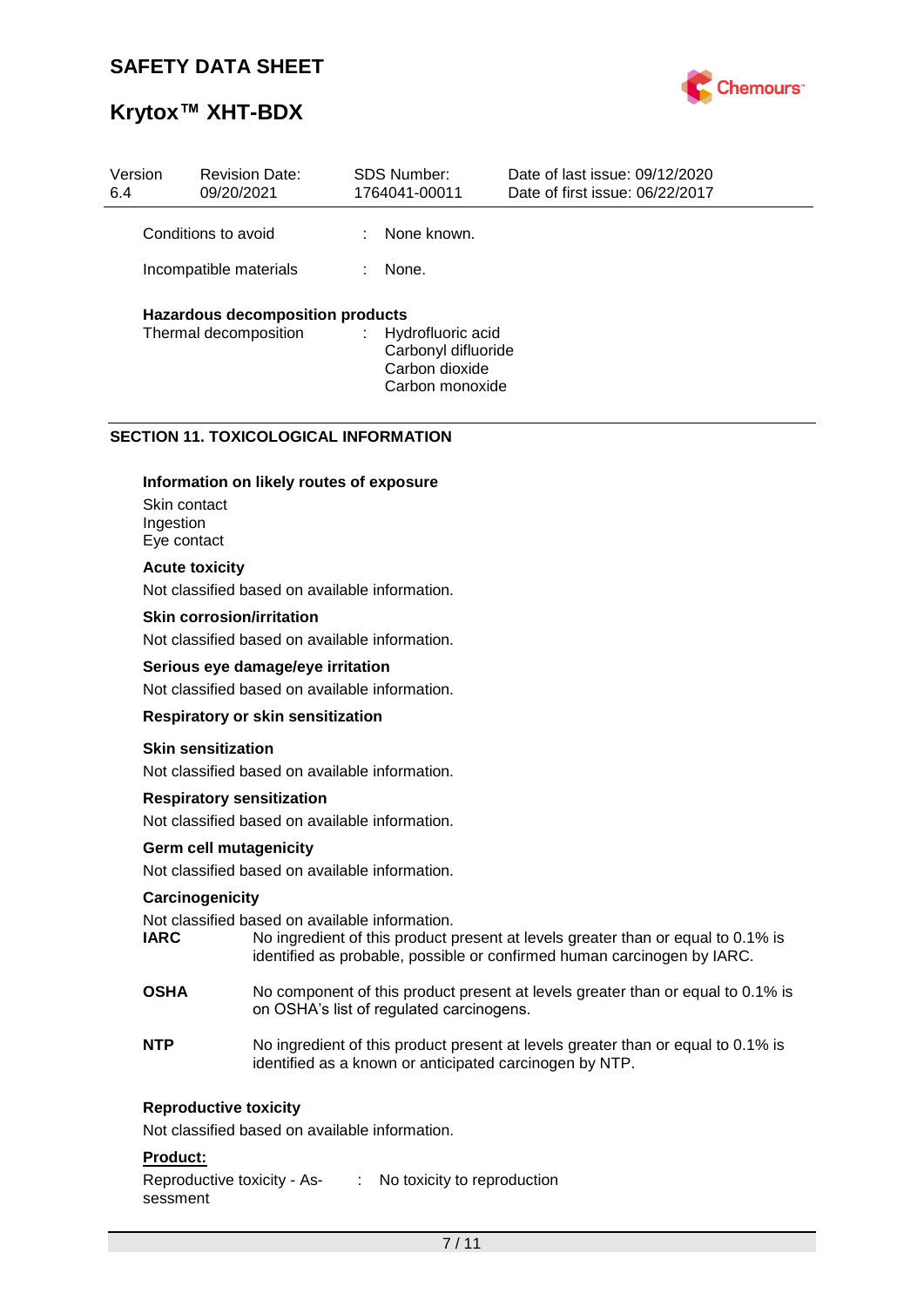| Version | Revision Date: | SDS Number: | Date of last issue: 09/12/2020 |
|---|---|---|---|
| 6.4 | 09/20/2021 | 1764041-00011 | Date of first issue: 06/22/2017 |

Conditions to avoid : None known.

Incompatible materials : None.

**Hazardous decomposition products**

Thermal decomposition : Hydrofluoric acid
Carbonyl difluoride
Carbon dioxide
Carbon monoxide

## SECTION 11. TOXICOLOGICAL INFORMATION

**Information on likely routes of exposure**

Skin contact
Ingestion
Eye contact

**Acute toxicity**

Not classified based on available information.

**Skin corrosion/irritation**

Not classified based on available information.

**Serious eye damage/eye irritation**

Not classified based on available information.

**Respiratory or skin sensitization**

**Skin sensitization**

Not classified based on available information.

**Respiratory sensitization**

Not classified based on available information.

**Germ cell mutagenicity**

Not classified based on available information.

**Carcinogenicity**

Not classified based on available information.

**IARC** No ingredient of this product present at levels greater than or equal to 0.1% is identified as probable, possible or confirmed human carcinogen by IARC.

**OSHA** No component of this product present at levels greater than or equal to 0.1% is on OSHA's list of regulated carcinogens.

**NTP** No ingredient of this product present at levels greater than or equal to 0.1% is identified as a known or anticipated carcinogen by NTP.

**Reproductive toxicity**

Not classified based on available information.

**Product:**

Reproductive toxicity - Assessment : No toxicity to reproduction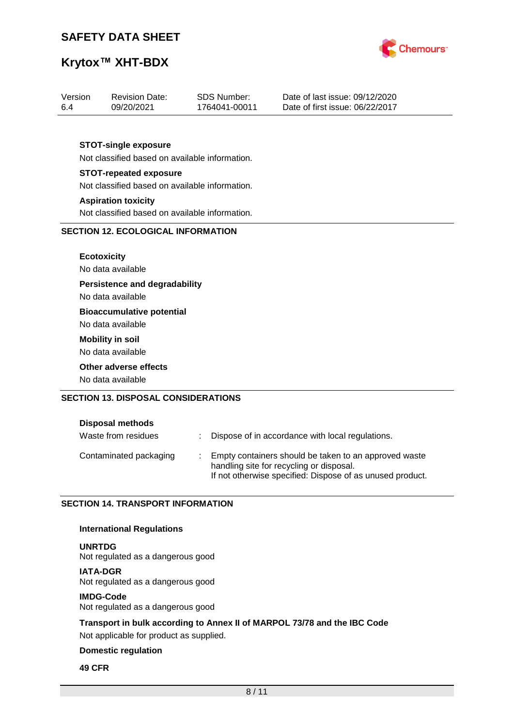**STOT-single exposure**

Not classified based on available information.

**STOT-repeated exposure**

Not classified based on available information.

**Aspiration toxicity**

Not classified based on available information.

## SECTION 12. ECOLOGICAL INFORMATION

**Ecotoxicity**

No data available

**Persistence and degradability**

No data available

**Bioaccumulative potential**

No data available

**Mobility in soil**

No data available

**Other adverse effects**

No data available

## SECTION 13. DISPOSAL CONSIDERATIONS

**Disposal methods**

| | | |
|---|---|---|
| Waste from residues | : | Dispose of in accordance with local regulations. |
| Contaminated packaging | : | Empty containers should be taken to an approved waste handling site for recycling or disposal.<br>If not otherwise specified: Dispose of as unused product. |

## SECTION 14. TRANSPORT INFORMATION

**International Regulations**

**UNRTDG**

Not regulated as a dangerous good

**IATA-DGR**

Not regulated as a dangerous good

**IMDG-Code**

Not regulated as a dangerous good

**Transport in bulk according to Annex II of MARPOL 73/78 and the IBC Code**

Not applicable for product as supplied.

**Domestic regulation**

**49 CFR**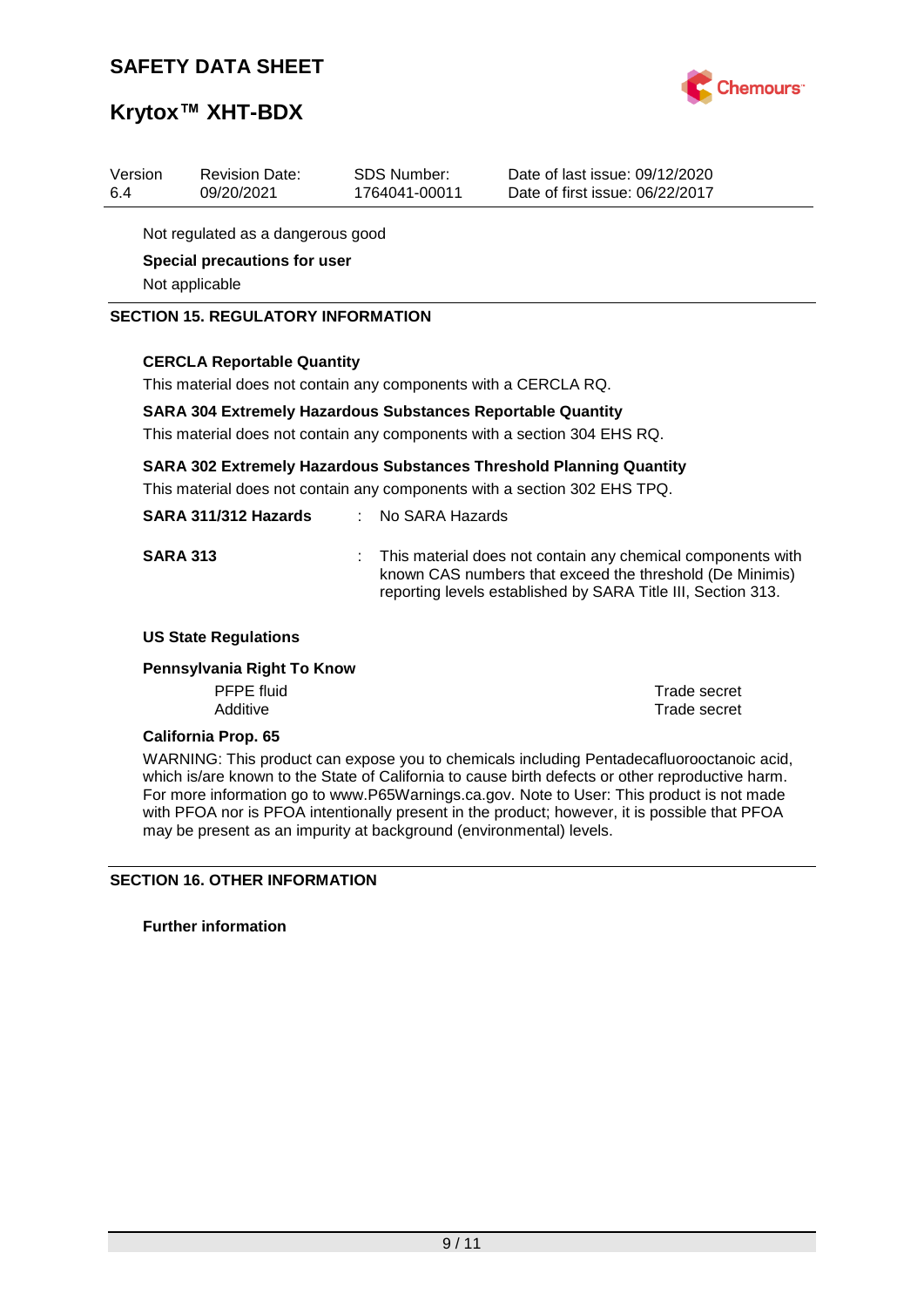Not regulated as a dangerous good

**Special precautions for user**

Not applicable

## SECTION 15. REGULATORY INFORMATION

**CERCLA Reportable Quantity**

This material does not contain any components with a CERCLA RQ.

**SARA 304 Extremely Hazardous Substances Reportable Quantity**

This material does not contain any components with a section 304 EHS RQ.

**SARA 302 Extremely Hazardous Substances Threshold Planning Quantity**

This material does not contain any components with a section 302 EHS TPQ.

**SARA 311/312 Hazards** : No SARA Hazards

**SARA 313** : This material does not contain any chemical components with known CAS numbers that exceed the threshold (De Minimis) reporting levels established by SARA Title III, Section 313.

**US State Regulations**

**Pennsylvania Right To Know**

| | |
|---|---|
| PFPE fluid | Trade secret |
| Additive | Trade secret |

**California Prop. 65**

WARNING: This product can expose you to chemicals including Pentadecafluorooctanoic acid, which is/are known to the State of California to cause birth defects or other reproductive harm. For more information go to www.P65Warnings.ca.gov. Note to User: This product is not made with PFOA nor is PFOA intentionally present in the product; however, it is possible that PFOA may be present as an impurity at background (environmental) levels.

## SECTION 16. OTHER INFORMATION

**Further information**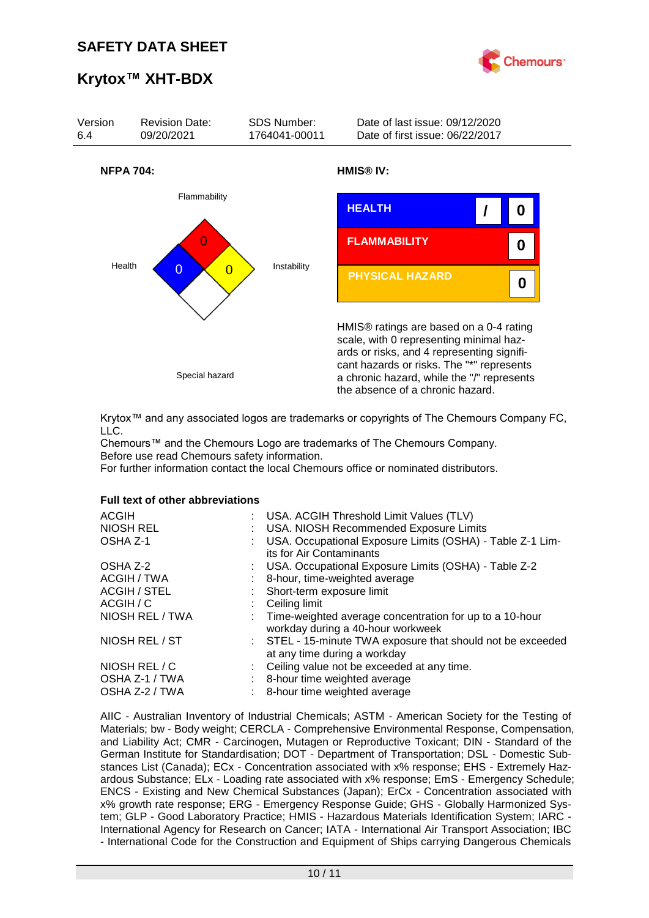**NFPA 704:**

Flammability: 0
Health: 0
Instability: 0
Special hazard

**HMIS® IV:**

| | | |
|---|---|---|
| HEALTH | / | 0 |
| FLAMMABILITY | | 0 |
| PHYSICAL HAZARD | | 0 |

HMIS® ratings are based on a 0-4 rating scale, with 0 representing minimal hazards or risks, and 4 representing significant hazards or risks. The "*" represents a chronic hazard, while the "/" represents the absence of a chronic hazard.

Krytox™ and any associated logos are trademarks or copyrights of The Chemours Company FC, LLC.
Chemours™ and the Chemours Logo are trademarks of The Chemours Company.
Before use read Chemours safety information.
For further information contact the local Chemours office or nominated distributors.

**Full text of other abbreviations**

| | | |
|---|---|---|
| ACGIH | : | USA. ACGIH Threshold Limit Values (TLV) |
| NIOSH REL | : | USA. NIOSH Recommended Exposure Limits |
| OSHA Z-1 | : | USA. Occupational Exposure Limits (OSHA) - Table Z-1 Limits for Air Contaminants |
| OSHA Z-2 | : | USA. Occupational Exposure Limits (OSHA) - Table Z-2 |
| ACGIH / TWA | : | 8-hour, time-weighted average |
| ACGIH / STEL | : | Short-term exposure limit |
| ACGIH / C | : | Ceiling limit |
| NIOSH REL / TWA | : | Time-weighted average concentration for up to a 10-hour workday during a 40-hour workweek |
| NIOSH REL / ST | : | STEL - 15-minute TWA exposure that should not be exceeded at any time during a workday |
| NIOSH REL / C | : | Ceiling value not be exceeded at any time. |
| OSHA Z-1 / TWA | : | 8-hour time weighted average |
| OSHA Z-2 / TWA | : | 8-hour time weighted average |

AIIC - Australian Inventory of Industrial Chemicals; ASTM - American Society for the Testing of Materials; bw - Body weight; CERCLA - Comprehensive Environmental Response, Compensation, and Liability Act; CMR - Carcinogen, Mutagen or Reproductive Toxicant; DIN - Standard of the German Institute for Standardisation; DOT - Department of Transportation; DSL - Domestic Substances List (Canada); ECx - Concentration associated with x% response; EHS - Extremely Hazardous Substance; ELx - Loading rate associated with x% response; EmS - Emergency Schedule; ENCS - Existing and New Chemical Substances (Japan); ErCx - Concentration associated with x% growth rate response; ERG - Emergency Response Guide; GHS - Globally Harmonized System; GLP - Good Laboratory Practice; HMIS - Hazardous Materials Identification System; IARC - International Agency for Research on Cancer; IATA - International Air Transport Association; IBC - International Code for the Construction and Equipment of Ships carrying Dangerous Chemicals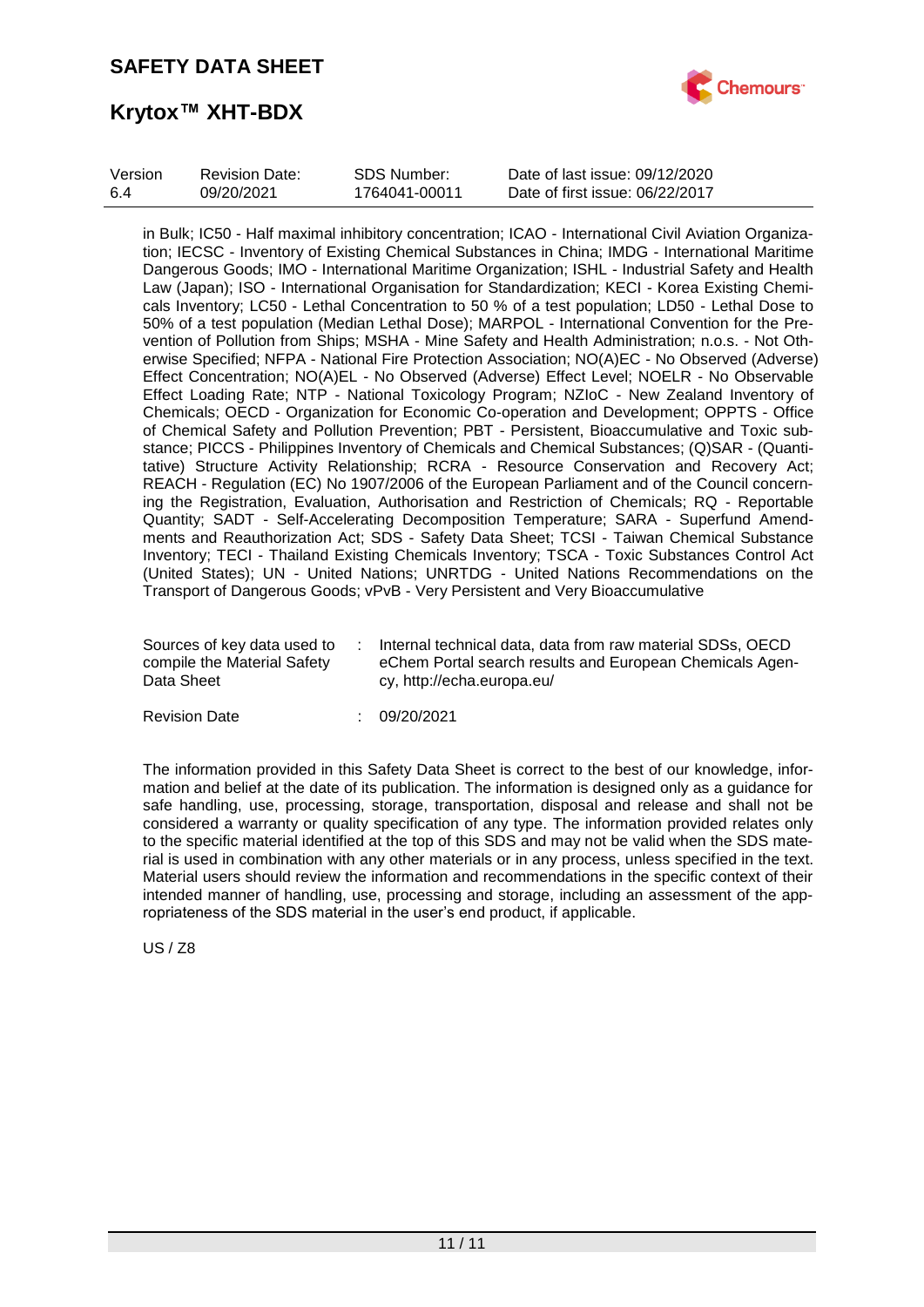in Bulk; IC50 - Half maximal inhibitory concentration; ICAO - International Civil Aviation Organization; IECSC - Inventory of Existing Chemical Substances in China; IMDG - International Maritime Dangerous Goods; IMO - International Maritime Organization; ISHL - Industrial Safety and Health Law (Japan); ISO - International Organisation for Standardization; KECI - Korea Existing Chemicals Inventory; LC50 - Lethal Concentration to 50 % of a test population; LD50 - Lethal Dose to 50% of a test population (Median Lethal Dose); MARPOL - International Convention for the Prevention of Pollution from Ships; MSHA - Mine Safety and Health Administration; n.o.s. - Not Otherwise Specified; NFPA - National Fire Protection Association; NO(A)EC - No Observed (Adverse) Effect Concentration; NO(A)EL - No Observed (Adverse) Effect Level; NOELR - No Observable Effect Loading Rate; NTP - National Toxicology Program; NZIoC - New Zealand Inventory of Chemicals; OECD - Organization for Economic Co-operation and Development; OPPTS - Office of Chemical Safety and Pollution Prevention; PBT - Persistent, Bioaccumulative and Toxic substance; PICCS - Philippines Inventory of Chemicals and Chemical Substances; (Q)SAR - (Quantitative) Structure Activity Relationship; RCRA - Resource Conservation and Recovery Act; REACH - Regulation (EC) No 1907/2006 of the European Parliament and of the Council concerning the Registration, Evaluation, Authorisation and Restriction of Chemicals; RQ - Reportable Quantity; SADT - Self-Accelerating Decomposition Temperature; SARA - Superfund Amendments and Reauthorization Act; SDS - Safety Data Sheet; TCSI - Taiwan Chemical Substance Inventory; TECI - Thailand Existing Chemicals Inventory; TSCA - Toxic Substances Control Act (United States); UN - United Nations; UNRTDG - United Nations Recommendations on the Transport of Dangerous Goods; vPvB - Very Persistent and Very Bioaccumulative

Sources of key data used to compile the Material Safety Data Sheet : Internal technical data, data from raw material SDSs, OECD eChem Portal search results and European Chemicals Agency, http://echa.europa.eu/

Revision Date : 09/20/2021

The information provided in this Safety Data Sheet is correct to the best of our knowledge, information and belief at the date of its publication. The information is designed only as a guidance for safe handling, use, processing, storage, transportation, disposal and release and shall not be considered a warranty or quality specification of any type. The information provided relates only to the specific material identified at the top of this SDS and may not be valid when the SDS material is used in combination with any other materials or in any process, unless specified in the text. Material users should review the information and recommendations in the specific context of their intended manner of handling, use, processing and storage, including an assessment of the appropriateness of the SDS material in the user's end product, if applicable.

US / Z8